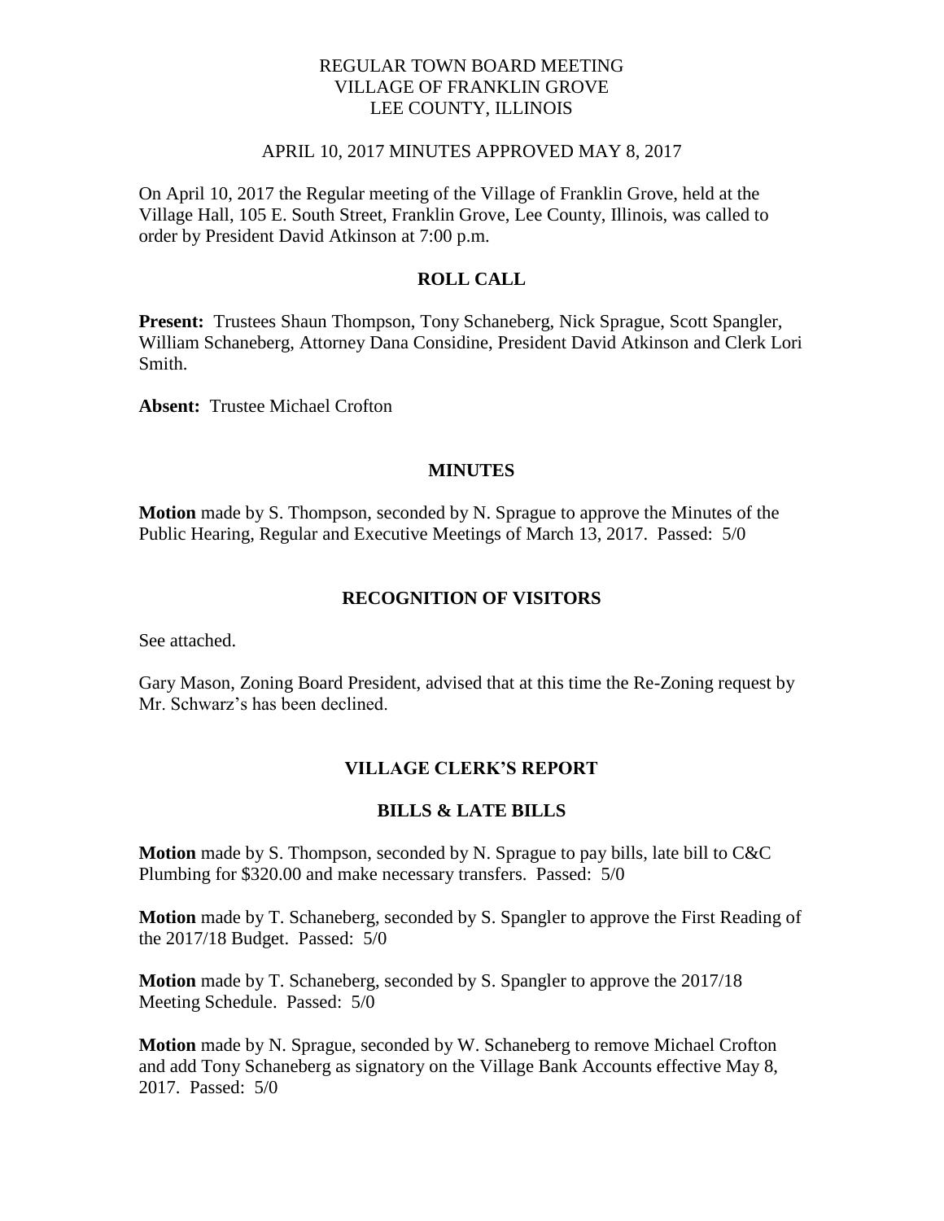REGULAR TOWN BOARD MEETING
VILLAGE OF FRANKLIN GROVE
LEE COUNTY, ILLINOIS

APRIL 10, 2017 MINUTES APPROVED MAY 8, 2017

On April 10, 2017 the Regular meeting of the Village of Franklin Grove, held at the Village Hall, 105 E. South Street, Franklin Grove, Lee County, Illinois, was called to order by President David Atkinson at 7:00 p.m.

## ROLL CALL

**Present:** Trustees Shaun Thompson, Tony Schaneberg, Nick Sprague, Scott Spangler, William Schaneberg, Attorney Dana Considine, President David Atkinson and Clerk Lori Smith.

**Absent:** Trustee Michael Crofton

## MINUTES

**Motion** made by S. Thompson, seconded by N. Sprague to approve the Minutes of the Public Hearing, Regular and Executive Meetings of March 13, 2017. Passed: 5/0

## RECOGNITION OF VISITORS

See attached.

Gary Mason, Zoning Board President, advised that at this time the Re-Zoning request by Mr. Schwarz's has been declined.

## VILLAGE CLERK'S REPORT

## BILLS & LATE BILLS

**Motion** made by S. Thompson, seconded by N. Sprague to pay bills, late bill to C&C Plumbing for $320.00 and make necessary transfers. Passed: 5/0

**Motion** made by T. Schaneberg, seconded by S. Spangler to approve the First Reading of the 2017/18 Budget. Passed: 5/0

**Motion** made by T. Schaneberg, seconded by S. Spangler to approve the 2017/18 Meeting Schedule. Passed: 5/0

**Motion** made by N. Sprague, seconded by W. Schaneberg to remove Michael Crofton and add Tony Schaneberg as signatory on the Village Bank Accounts effective May 8, 2017. Passed: 5/0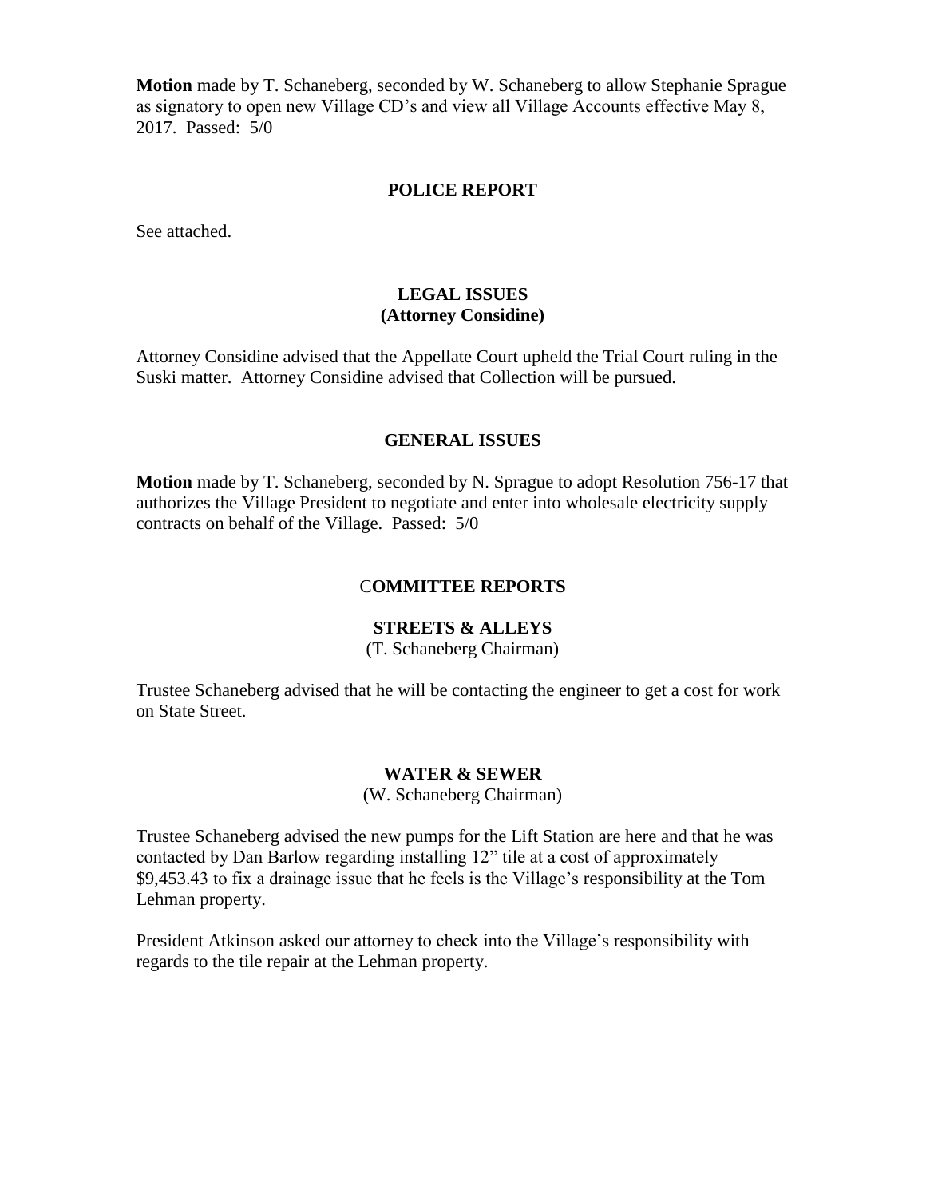**Motion** made by T. Schaneberg, seconded by W. Schaneberg to allow Stephanie Sprague as signatory to open new Village CD's and view all Village Accounts effective May 8, 2017. Passed: 5/0

## POLICE REPORT

See attached.

## LEGAL ISSUES
**(Attorney Considine)**

Attorney Considine advised that the Appellate Court upheld the Trial Court ruling in the Suski matter. Attorney Considine advised that Collection will be pursued.

## GENERAL ISSUES

**Motion** made by T. Schaneberg, seconded by N. Sprague to adopt Resolution 756-17 that authorizes the Village President to negotiate and enter into wholesale electricity supply contracts on behalf of the Village. Passed: 5/0

## COMMITTEE REPORTS

### STREETS & ALLEYS
(T. Schaneberg Chairman)

Trustee Schaneberg advised that he will be contacting the engineer to get a cost for work on State Street.

### WATER & SEWER
(W. Schaneberg Chairman)

Trustee Schaneberg advised the new pumps for the Lift Station are here and that he was contacted by Dan Barlow regarding installing 12" tile at a cost of approximately $9,453.43 to fix a drainage issue that he feels is the Village's responsibility at the Tom Lehman property.

President Atkinson asked our attorney to check into the Village's responsibility with regards to the tile repair at the Lehman property.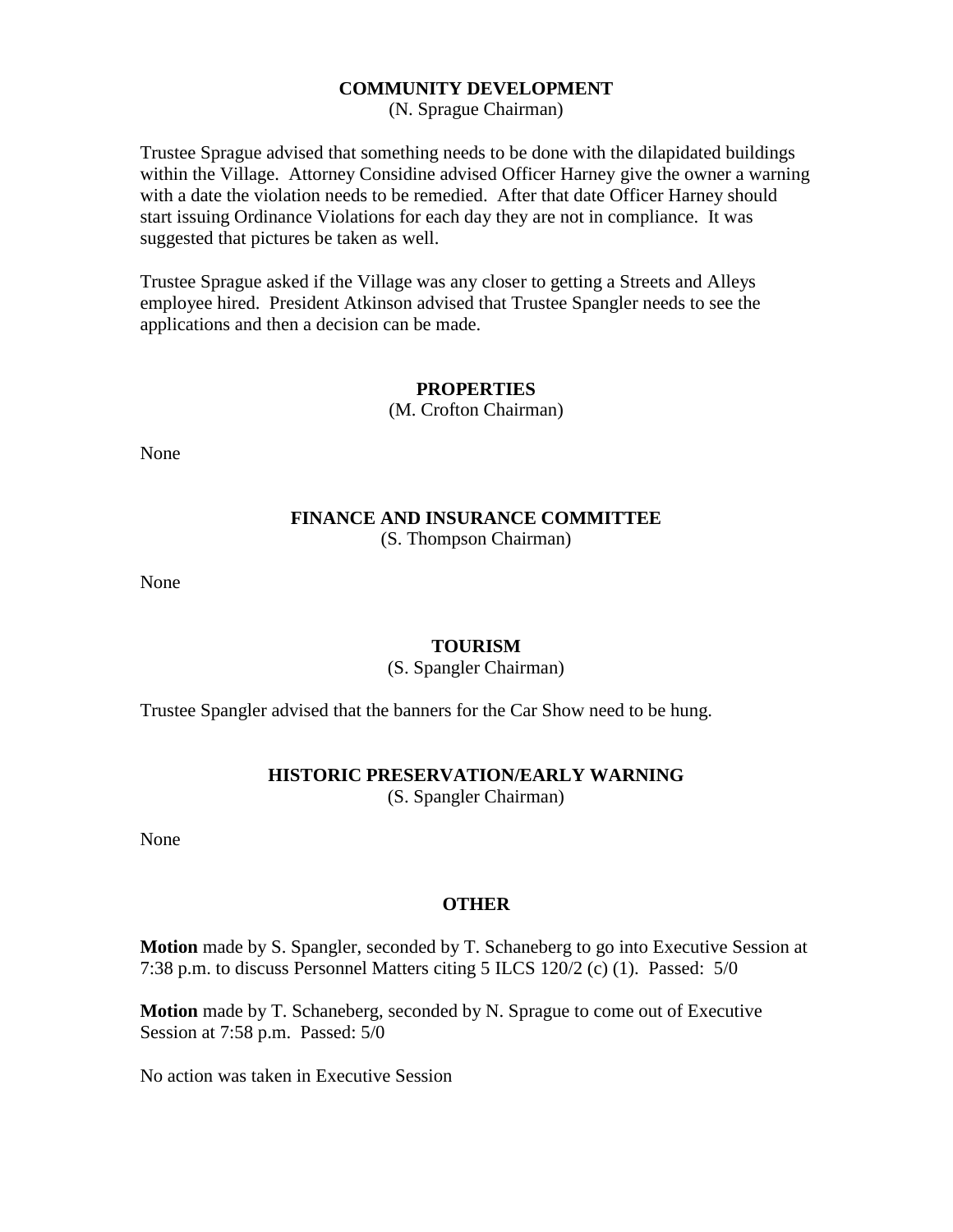## COMMUNITY DEVELOPMENT

(N. Sprague Chairman)

Trustee Sprague advised that something needs to be done with the dilapidated buildings within the Village. Attorney Considine advised Officer Harney give the owner a warning with a date the violation needs to be remedied. After that date Officer Harney should start issuing Ordinance Violations for each day they are not in compliance. It was suggested that pictures be taken as well.

Trustee Sprague asked if the Village was any closer to getting a Streets and Alleys employee hired. President Atkinson advised that Trustee Spangler needs to see the applications and then a decision can be made.

## PROPERTIES

(M. Crofton Chairman)

None

## FINANCE AND INSURANCE COMMITTEE

(S. Thompson Chairman)

None

## TOURISM

(S. Spangler Chairman)

Trustee Spangler advised that the banners for the Car Show need to be hung.

## HISTORIC PRESERVATION/EARLY WARNING

(S. Spangler Chairman)

None

## OTHER

**Motion** made by S. Spangler, seconded by T. Schaneberg to go into Executive Session at 7:38 p.m. to discuss Personnel Matters citing 5 ILCS 120/2 (c) (1). Passed: 5/0

**Motion** made by T. Schaneberg, seconded by N. Sprague to come out of Executive Session at 7:58 p.m. Passed: 5/0

No action was taken in Executive Session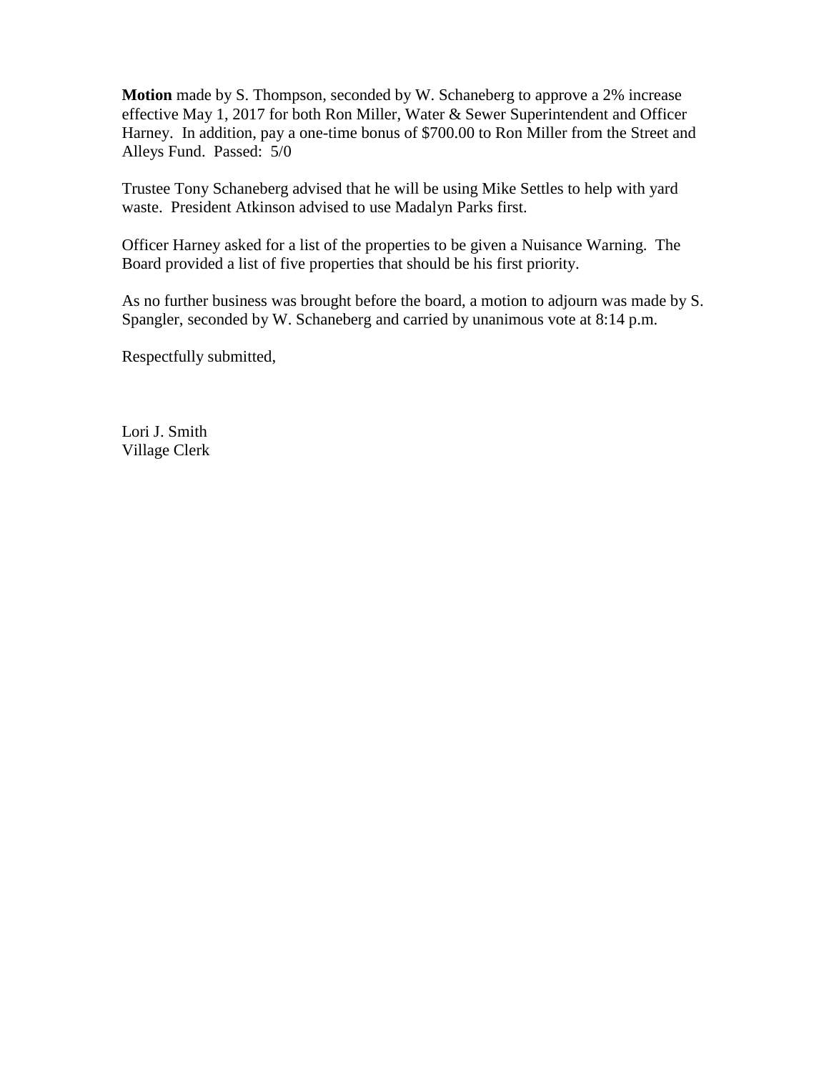**Motion** made by S. Thompson, seconded by W. Schaneberg to approve a 2% increase effective May 1, 2017 for both Ron Miller, Water & Sewer Superintendent and Officer Harney. In addition, pay a one-time bonus of $700.00 to Ron Miller from the Street and Alleys Fund. Passed: 5/0

Trustee Tony Schaneberg advised that he will be using Mike Settles to help with yard waste. President Atkinson advised to use Madalyn Parks first.

Officer Harney asked for a list of the properties to be given a Nuisance Warning. The Board provided a list of five properties that should be his first priority.

As no further business was brought before the board, a motion to adjourn was made by S. Spangler, seconded by W. Schaneberg and carried by unanimous vote at 8:14 p.m.

Respectfully submitted,

Lori J. Smith
Village Clerk